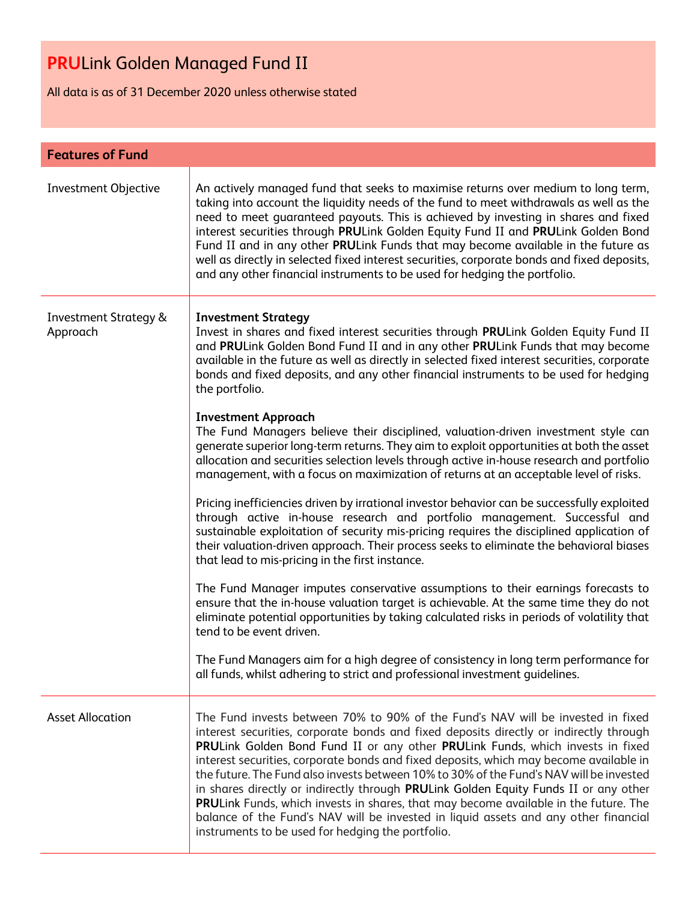# **PRU**Link Golden Managed Fund II

All data is as of 31 December 2020 unless otherwise stated

## Features of Fund

| | |
|---|---|
| Investment Objective | An actively managed fund that seeks to maximise returns over medium to long term, taking into account the liquidity needs of the fund to meet withdrawals as well as the need to meet guaranteed payouts. This is achieved by investing in shares and fixed interest securities through **PRU**Link Golden Equity Fund II and **PRU**Link Golden Bond Fund II and in any other **PRU**Link Funds that may become available in the future as well as directly in selected fixed interest securities, corporate bonds and fixed deposits, and any other financial instruments to be used for hedging the portfolio. |
| Investment Strategy & Approach | **Investment Strategy**<br>Invest in shares and fixed interest securities through **PRU**Link Golden Equity Fund II and **PRU**Link Golden Bond Fund II and in any other **PRU**Link Funds that may become available in the future as well as directly in selected fixed interest securities, corporate bonds and fixed deposits, and any other financial instruments to be used for hedging the portfolio.<br><br>**Investment Approach**<br>The Fund Managers believe their disciplined, valuation-driven investment style can generate superior long-term returns. They aim to exploit opportunities at both the asset allocation and securities selection levels through active in-house research and portfolio management, with a focus on maximization of returns at an acceptable level of risks.<br><br>Pricing inefficiencies driven by irrational investor behavior can be successfully exploited through active in-house research and portfolio management. Successful and sustainable exploitation of security mis-pricing requires the disciplined application of their valuation-driven approach. Their process seeks to eliminate the behavioral biases that lead to mis-pricing in the first instance.<br><br>The Fund Manager imputes conservative assumptions to their earnings forecasts to ensure that the in-house valuation target is achievable. At the same time they do not eliminate potential opportunities by taking calculated risks in periods of volatility that tend to be event driven.<br><br>The Fund Managers aim for a high degree of consistency in long term performance for all funds, whilst adhering to strict and professional investment guidelines. |
| Asset Allocation | The Fund invests between 70% to 90% of the Fund's NAV will be invested in fixed interest securities, corporate bonds and fixed deposits directly or indirectly through **PRU**Link Golden Bond Fund II or any other **PRU**Link Funds, which invests in fixed interest securities, corporate bonds and fixed deposits, which may become available in the future. The Fund also invests between 10% to 30% of the Fund's NAV will be invested in shares directly or indirectly through **PRU**Link Golden Equity Funds II or any other **PRU**Link Funds, which invests in shares, that may become available in the future. The balance of the Fund's NAV will be invested in liquid assets and any other financial instruments to be used for hedging the portfolio. |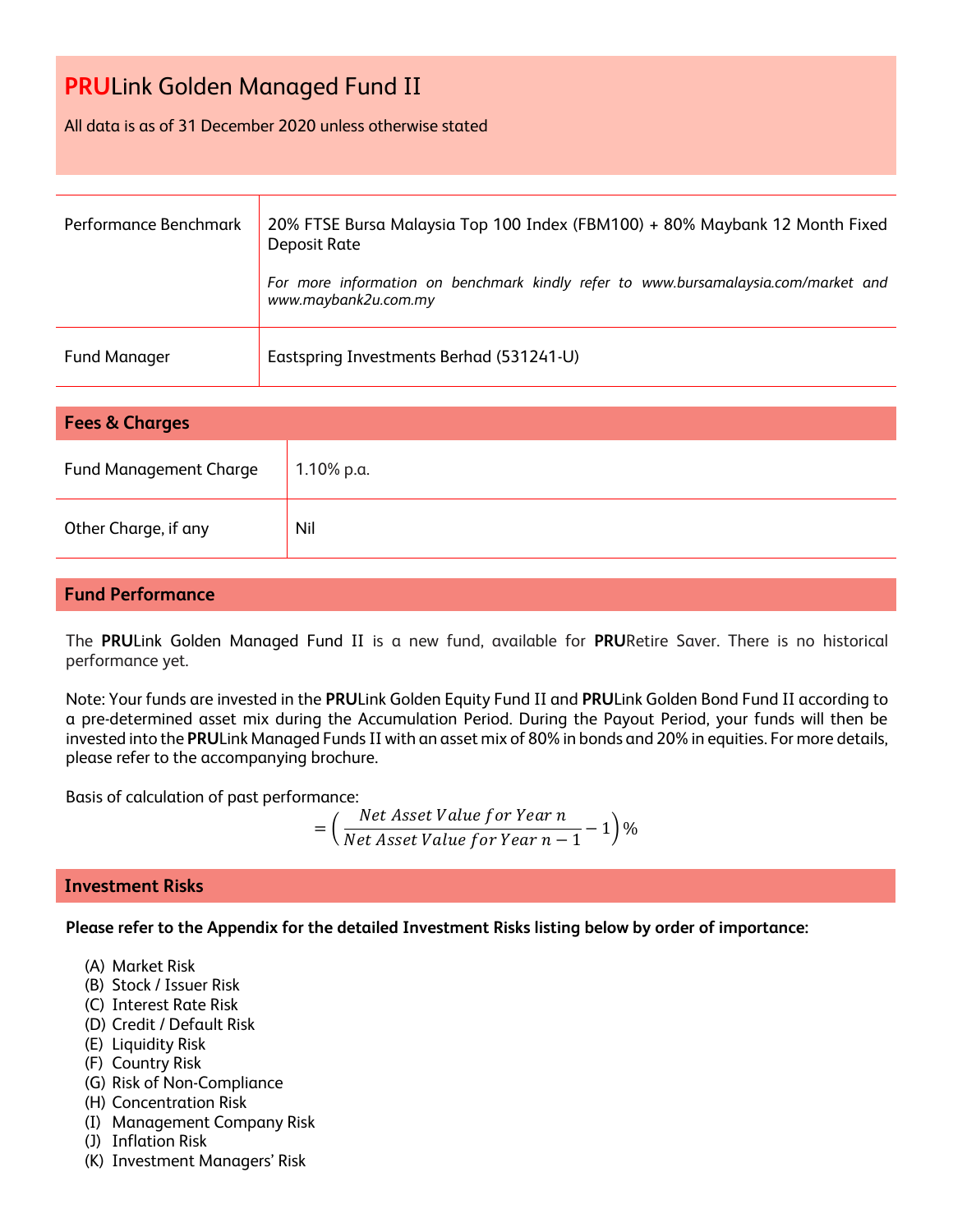# **PRU**Link Golden Managed Fund II

All data is as of 31 December 2020 unless otherwise stated

| | |
|---|---|
| Performance Benchmark | 20% FTSE Bursa Malaysia Top 100 Index (FBM100) + 80% Maybank 12 Month Fixed Deposit Rate<br><br>*For more information on benchmark kindly refer to www.bursamalaysia.com/market and www.maybank2u.com.my* |
| Fund Manager | Eastspring Investments Berhad (531241-U) |

## Fees & Charges

| | |
|---|---|
| Fund Management Charge | 1.10% p.a. |
| Other Charge, if any | Nil |

## Fund Performance

The **PRU**Link Golden Managed Fund II is a new fund, available for **PRU**Retire Saver. There is no historical performance yet.

Note: Your funds are invested in the **PRU**Link Golden Equity Fund II and **PRU**Link Golden Bond Fund II according to a pre-determined asset mix during the Accumulation Period. During the Payout Period, your funds will then be invested into the **PRU**Link Managed Funds II with an asset mix of 80% in bonds and 20% in equities. For more details, please refer to the accompanying brochure.

Basis of calculation of past performance:

$$= \left( \frac{Net\ Asset\ Value\ for\ Year\ n}{Net\ Asset\ Value\ for\ Year\ n-1} - 1 \right)\%$$

## Investment Risks

**Please refer to the Appendix for the detailed Investment Risks listing below by order of importance:**

(A) Market Risk
(B) Stock / Issuer Risk
(C) Interest Rate Risk
(D) Credit / Default Risk
(E) Liquidity Risk
(F) Country Risk
(G) Risk of Non-Compliance
(H) Concentration Risk
(I) Management Company Risk
(J) Inflation Risk
(K) Investment Managers' Risk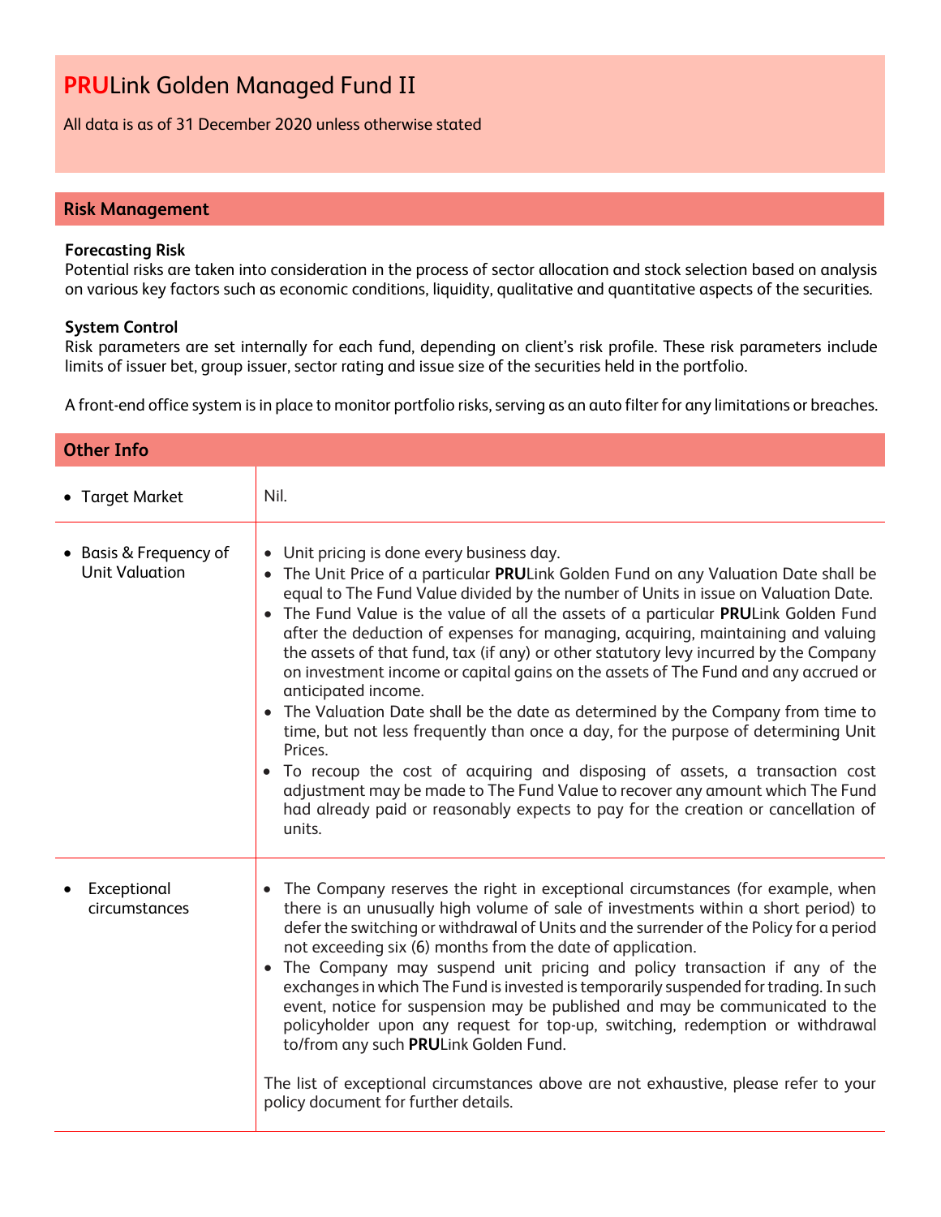# **PRU**Link Golden Managed Fund II

All data is as of 31 December 2020 unless otherwise stated

## Risk Management

**Forecasting Risk**
Potential risks are taken into consideration in the process of sector allocation and stock selection based on analysis on various key factors such as economic conditions, liquidity, qualitative and quantitative aspects of the securities.

**System Control**
Risk parameters are set internally for each fund, depending on client's risk profile. These risk parameters include limits of issuer bet, group issuer, sector rating and issue size of the securities held in the portfolio.

A front-end office system is in place to monitor portfolio risks, serving as an auto filter for any limitations or breaches.

## Other Info

| | |
|---|---|
| • Target Market | Nil. |
| • Basis & Frequency of Unit Valuation | • Unit pricing is done every business day.<br>• The Unit Price of a particular **PRU**Link Golden Fund on any Valuation Date shall be equal to The Fund Value divided by the number of Units in issue on Valuation Date.<br>• The Fund Value is the value of all the assets of a particular **PRU**Link Golden Fund after the deduction of expenses for managing, acquiring, maintaining and valuing the assets of that fund, tax (if any) or other statutory levy incurred by the Company on investment income or capital gains on the assets of The Fund and any accrued or anticipated income.<br>• The Valuation Date shall be the date as determined by the Company from time to time, but not less frequently than once a day, for the purpose of determining Unit Prices.<br>• To recoup the cost of acquiring and disposing of assets, a transaction cost adjustment may be made to The Fund Value to recover any amount which The Fund had already paid or reasonably expects to pay for the creation or cancellation of units. |
| • Exceptional circumstances | • The Company reserves the right in exceptional circumstances (for example, when there is an unusually high volume of sale of investments within a short period) to defer the switching or withdrawal of Units and the surrender of the Policy for a period not exceeding six (6) months from the date of application.<br>• The Company may suspend unit pricing and policy transaction if any of the exchanges in which The Fund is invested is temporarily suspended for trading. In such event, notice for suspension may be published and may be communicated to the policyholder upon any request for top-up, switching, redemption or withdrawal to/from any such **PRU**Link Golden Fund.<br><br>The list of exceptional circumstances above are not exhaustive, please refer to your policy document for further details. |